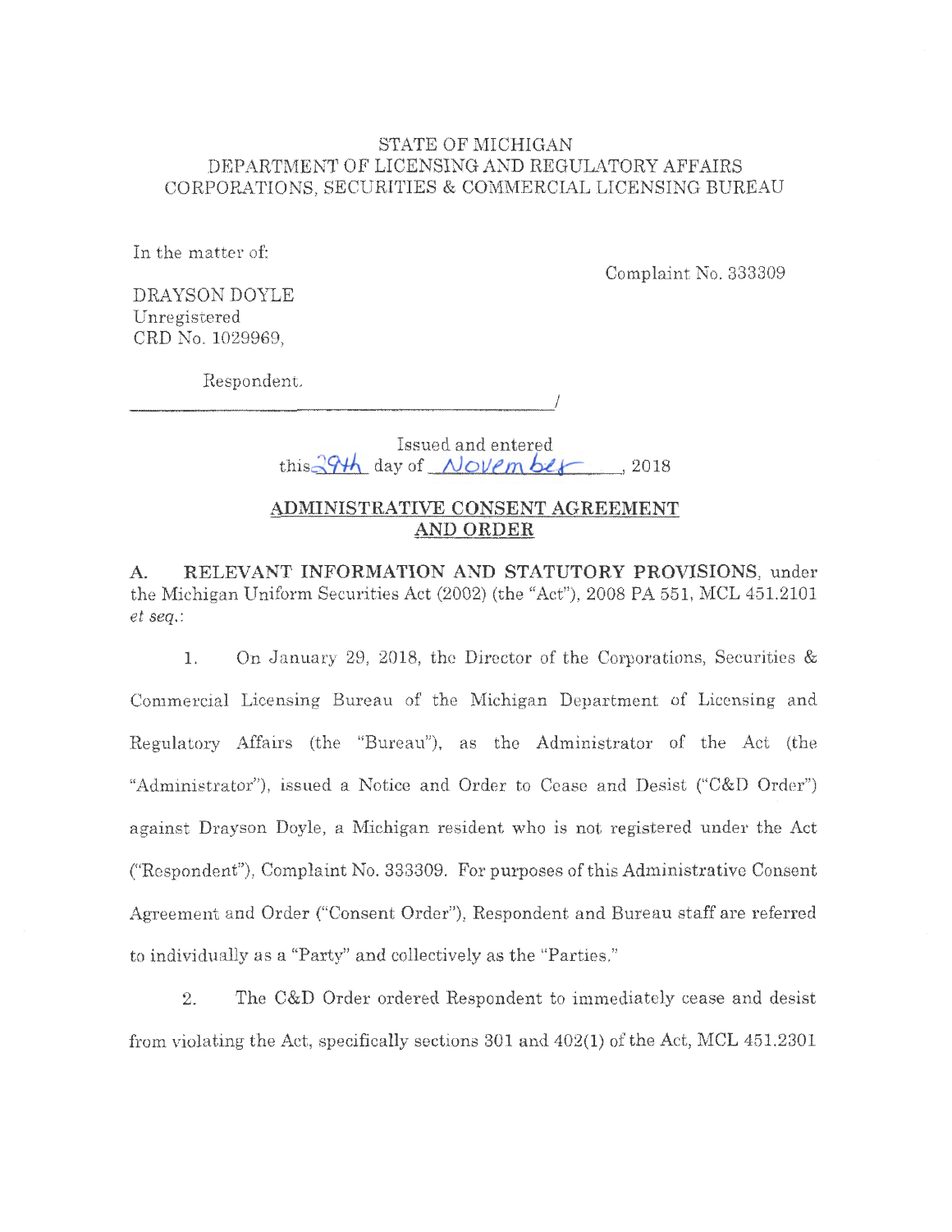STATE OF MICHIGAN
DEPARTMENT OF LICENSING AND REGULATORY AFFAIRS
CORPORATIONS, SECURITIES & COMMERCIAL LICENSING BUREAU

In the matter of:

Complaint No. 333309

DRAYSON DOYLE
Unregistered
CRD No. 1029969,

Respondent.
_______________________________________/

Issued and entered
this 29th day of November, 2018

## ADMINISTRATIVE CONSENT AGREEMENT AND ORDER

**A. RELEVANT INFORMATION AND STATUTORY PROVISIONS**, under the Michigan Uniform Securities Act (2002) (the "Act"), 2008 PA 551, MCL 451.2101 *et seq.*:

1. On January 29, 2018, the Director of the Corporations, Securities & Commercial Licensing Bureau of the Michigan Department of Licensing and Regulatory Affairs (the "Bureau"), as the Administrator of the Act (the "Administrator"), issued a Notice and Order to Cease and Desist ("C&D Order") against Drayson Doyle, a Michigan resident who is not registered under the Act ("Respondent"), Complaint No. 333309. For purposes of this Administrative Consent Agreement and Order ("Consent Order"), Respondent and Bureau staff are referred to individually as a "Party" and collectively as the "Parties."

2. The C&D Order ordered Respondent to immediately cease and desist from violating the Act, specifically sections 301 and 402(1) of the Act, MCL 451.2301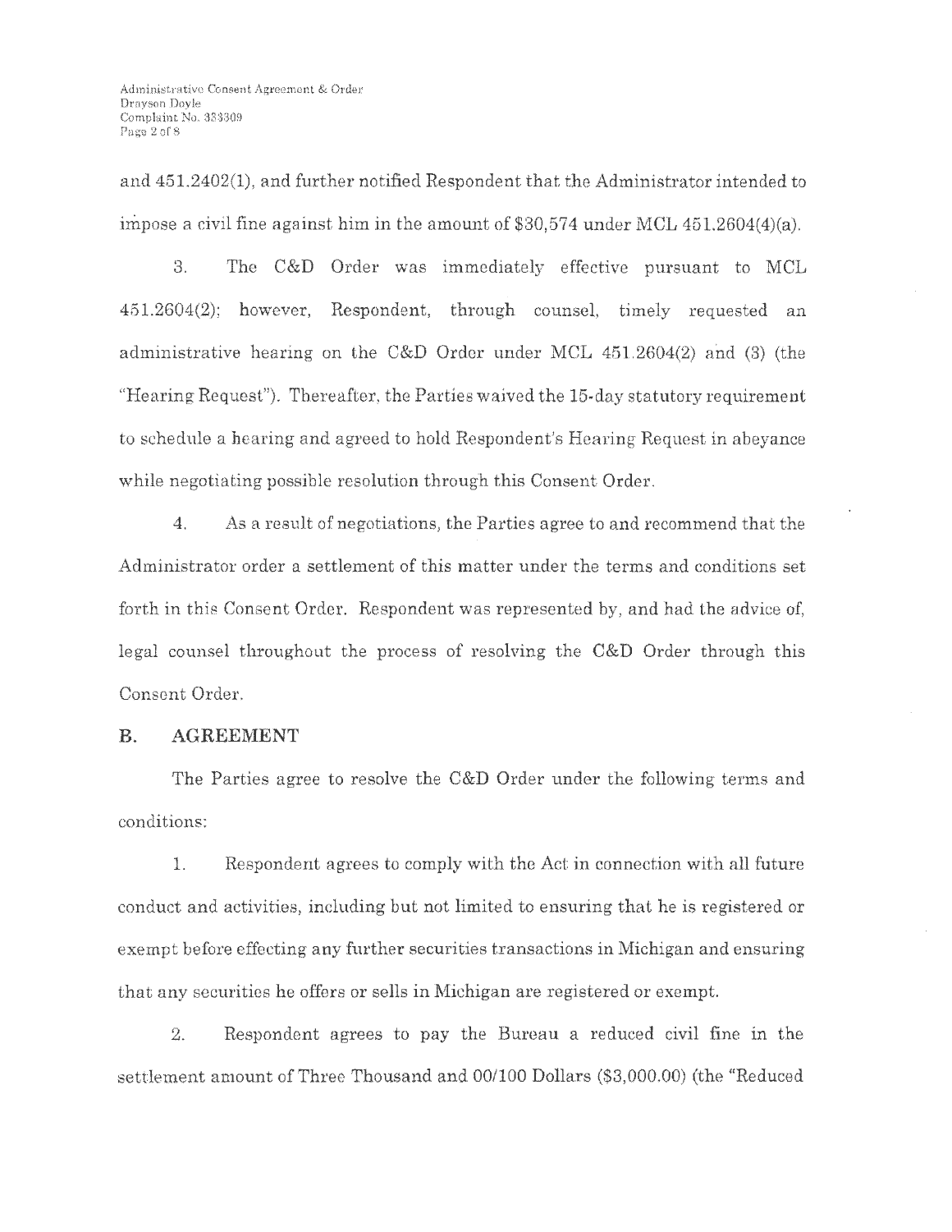and 451.2402(1), and further notified Respondent that the Administrator intended to impose a civil fine against him in the amount of $30,574 under MCL 451.2604(4)(a).

3. The C&D Order was immediately effective pursuant to MCL 451.2604(2); however, Respondent, through counsel, timely requested an administrative hearing on the C&D Order under MCL 451.2604(2) and (3) (the "Hearing Request"). Thereafter, the Parties waived the 15-day statutory requirement to schedule a hearing and agreed to hold Respondent's Hearing Request in abeyance while negotiating possible resolution through this Consent Order.

4. As a result of negotiations, the Parties agree to and recommend that the Administrator order a settlement of this matter under the terms and conditions set forth in this Consent Order. Respondent was represented by, and had the advice of, legal counsel throughout the process of resolving the C&D Order through this Consent Order.

## B. AGREEMENT

The Parties agree to resolve the C&D Order under the following terms and conditions:

1. Respondent agrees to comply with the Act in connection with all future conduct and activities, including but not limited to ensuring that he is registered or exempt before effecting any further securities transactions in Michigan and ensuring that any securities he offers or sells in Michigan are registered or exempt.

2. Respondent agrees to pay the Bureau a reduced civil fine in the settlement amount of Three Thousand and 00/100 Dollars ($3,000.00) (the "Reduced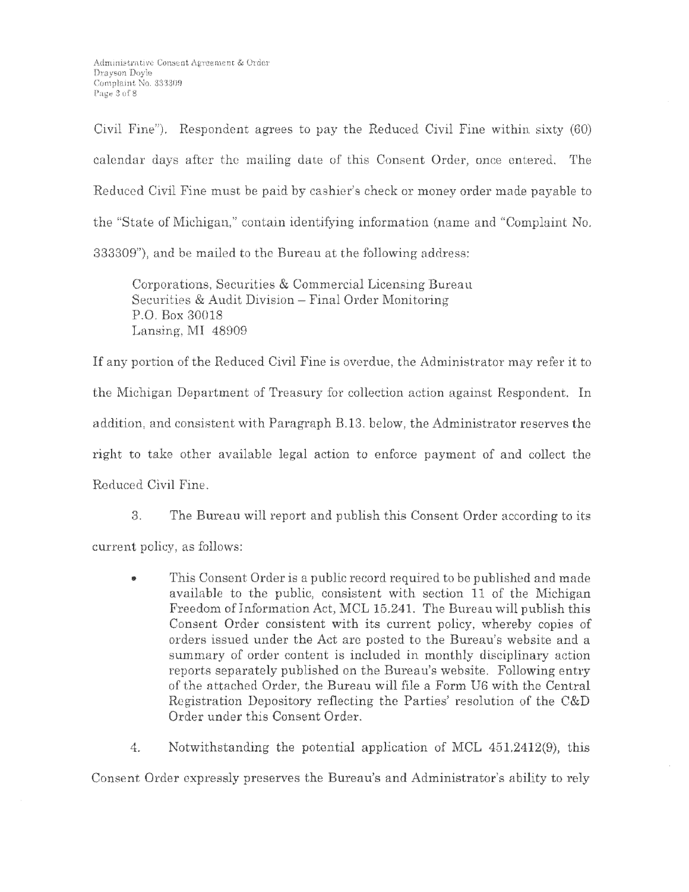Civil Fine"). Respondent agrees to pay the Reduced Civil Fine within sixty (60) calendar days after the mailing date of this Consent Order, once entered. The Reduced Civil Fine must be paid by cashier's check or money order made payable to the "State of Michigan," contain identifying information (name and "Complaint No. 333309"), and be mailed to the Bureau at the following address:

> Corporations, Securities & Commercial Licensing Bureau
> Securities & Audit Division – Final Order Monitoring
> P.O. Box 30018
> Lansing, MI 48909

If any portion of the Reduced Civil Fine is overdue, the Administrator may refer it to the Michigan Department of Treasury for collection action against Respondent. In addition, and consistent with Paragraph B.13. below, the Administrator reserves the right to take other available legal action to enforce payment of and collect the Reduced Civil Fine.

3. The Bureau will report and publish this Consent Order according to its current policy, as follows:

- This Consent Order is a public record required to be published and made available to the public, consistent with section 11 of the Michigan Freedom of Information Act, MCL 15.241. The Bureau will publish this Consent Order consistent with its current policy, whereby copies of orders issued under the Act are posted to the Bureau's website and a summary of order content is included in monthly disciplinary action reports separately published on the Bureau's website. Following entry of the attached Order, the Bureau will file a Form U6 with the Central Registration Depository reflecting the Parties' resolution of the C&D Order under this Consent Order.

4. Notwithstanding the potential application of MCL 451.2412(9), this Consent Order expressly preserves the Bureau's and Administrator's ability to rely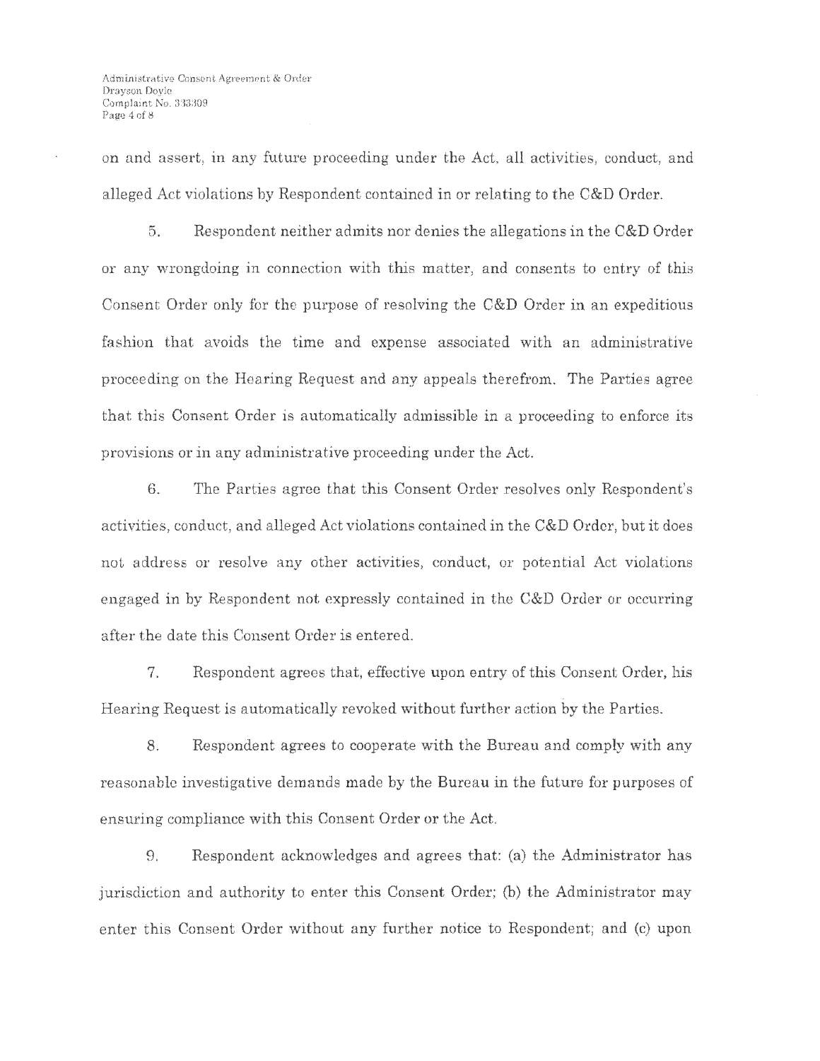on and assert, in any future proceeding under the Act, all activities, conduct, and alleged Act violations by Respondent contained in or relating to the C&D Order.

5. Respondent neither admits nor denies the allegations in the C&D Order or any wrongdoing in connection with this matter, and consents to entry of this Consent Order only for the purpose of resolving the C&D Order in an expeditious fashion that avoids the time and expense associated with an administrative proceeding on the Hearing Request and any appeals therefrom. The Parties agree that this Consent Order is automatically admissible in a proceeding to enforce its provisions or in any administrative proceeding under the Act.

6. The Parties agree that this Consent Order resolves only Respondent's activities, conduct, and alleged Act violations contained in the C&D Order, but it does not address or resolve any other activities, conduct, or potential Act violations engaged in by Respondent not expressly contained in the C&D Order or occurring after the date this Consent Order is entered.

7. Respondent agrees that, effective upon entry of this Consent Order, his Hearing Request is automatically revoked without further action by the Parties.

8. Respondent agrees to cooperate with the Bureau and comply with any reasonable investigative demands made by the Bureau in the future for purposes of ensuring compliance with this Consent Order or the Act.

9. Respondent acknowledges and agrees that: (a) the Administrator has jurisdiction and authority to enter this Consent Order; (b) the Administrator may enter this Consent Order without any further notice to Respondent; and (c) upon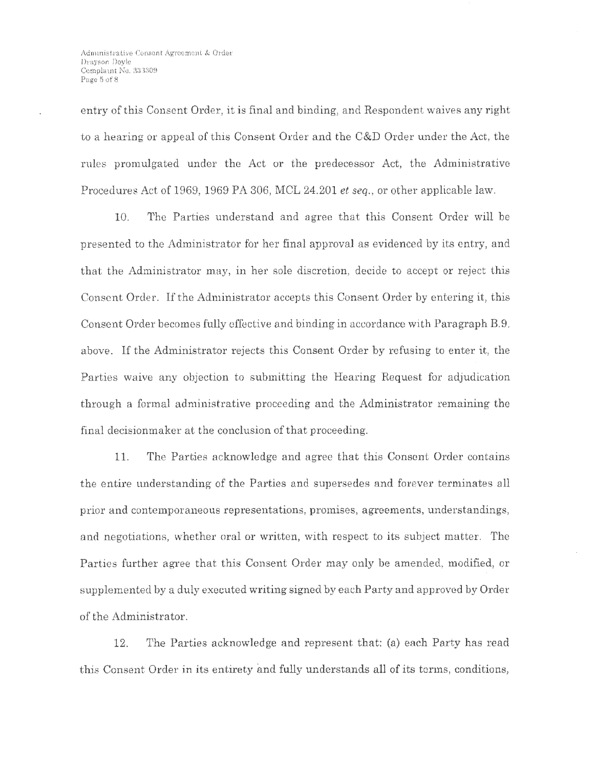entry of this Consent Order, it is final and binding, and Respondent waives any right to a hearing or appeal of this Consent Order and the C&D Order under the Act, the rules promulgated under the Act or the predecessor Act, the Administrative Procedures Act of 1969, 1969 PA 306, MCL 24.201 *et seq.*, or other applicable law.

10. The Parties understand and agree that this Consent Order will be presented to the Administrator for her final approval as evidenced by its entry, and that the Administrator may, in her sole discretion, decide to accept or reject this Consent Order. If the Administrator accepts this Consent Order by entering it, this Consent Order becomes fully effective and binding in accordance with Paragraph B.9, above. If the Administrator rejects this Consent Order by refusing to enter it, the Parties waive any objection to submitting the Hearing Request for adjudication through a formal administrative proceeding and the Administrator remaining the final decisionmaker at the conclusion of that proceeding.

11. The Parties acknowledge and agree that this Consent Order contains the entire understanding of the Parties and supersedes and forever terminates all prior and contemporaneous representations, promises, agreements, understandings, and negotiations, whether oral or written, with respect to its subject matter. The Parties further agree that this Consent Order may only be amended, modified, or supplemented by a duly executed writing signed by each Party and approved by Order of the Administrator.

12. The Parties acknowledge and represent that: (a) each Party has read this Consent Order in its entirety and fully understands all of its terms, conditions,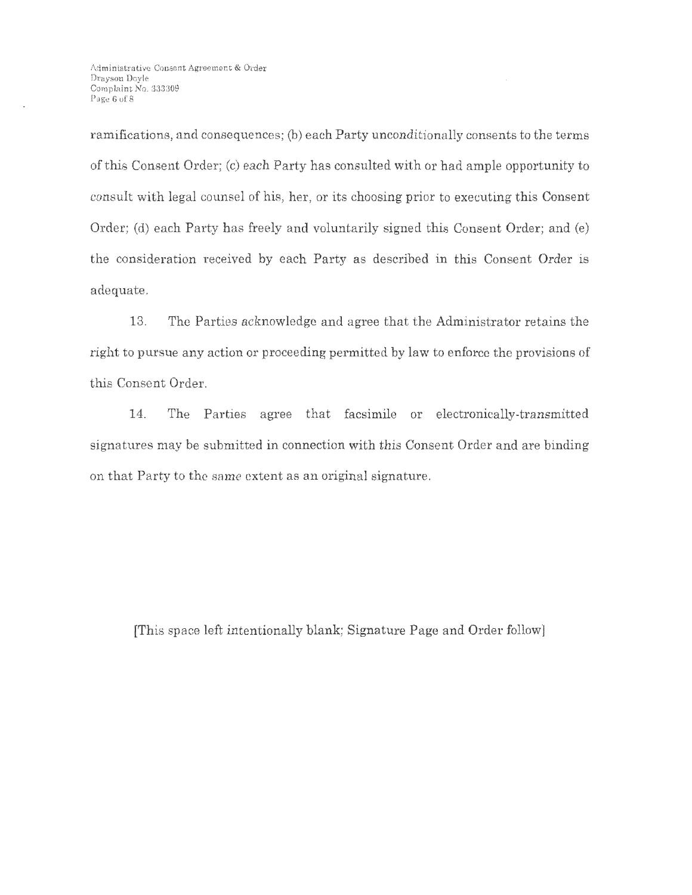ramifications, and consequences; (b) each Party unconditionally consents to the terms of this Consent Order; (c) each Party has consulted with or had ample opportunity to consult with legal counsel of his, her, or its choosing prior to executing this Consent Order; (d) each Party has freely and voluntarily signed this Consent Order; and (e) the consideration received by each Party as described in this Consent Order is adequate.

13. The Parties acknowledge and agree that the Administrator retains the right to pursue any action or proceeding permitted by law to enforce the provisions of this Consent Order.

14. The Parties agree that facsimile or electronically-transmitted signatures may be submitted in connection with this Consent Order and are binding on that Party to the same extent as an original signature.

[This space left intentionally blank; Signature Page and Order follow]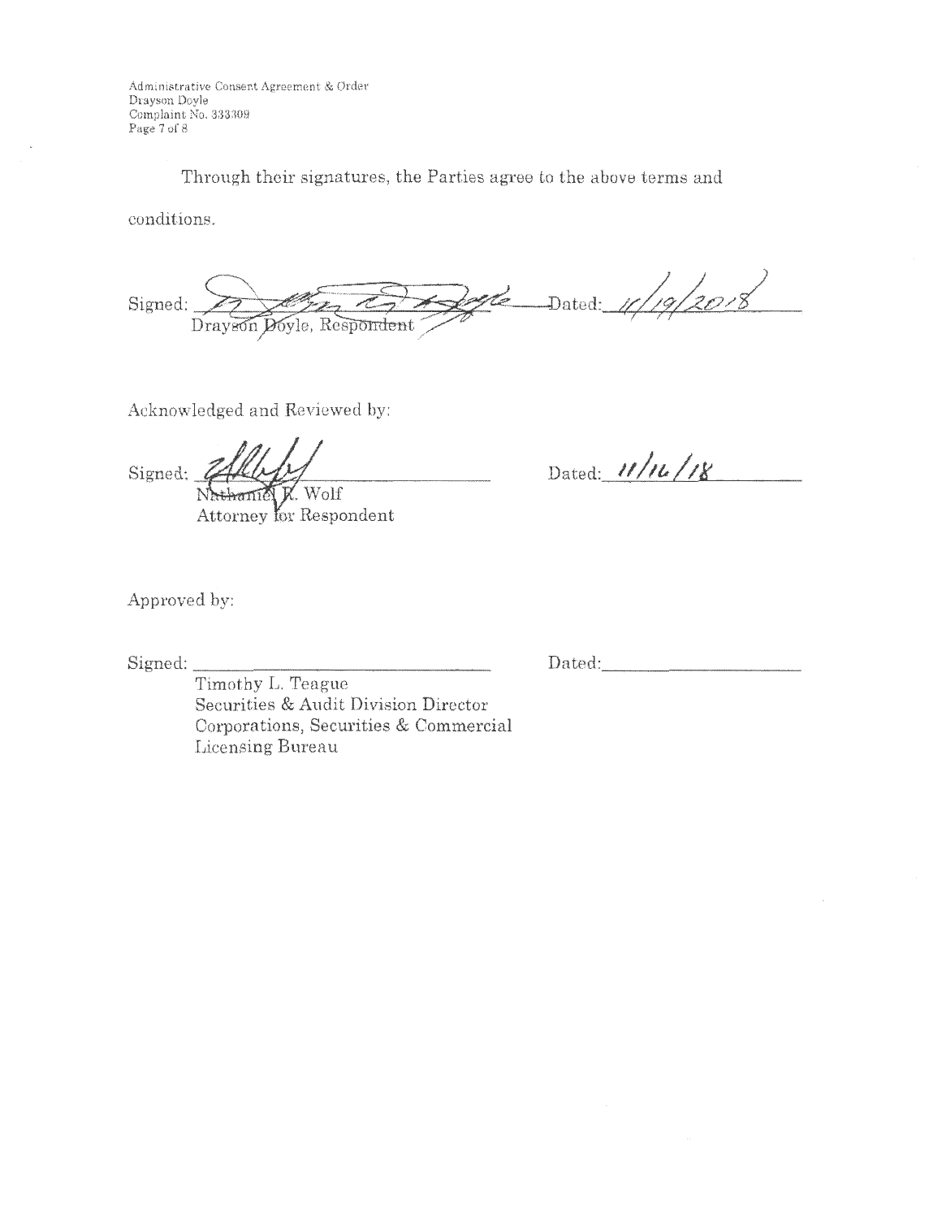Through their signatures, the Parties agree to the above terms and conditions.

Signed: ______________________ Dated: 11/19/2018
Drayson Doyle, Respondent

Acknowledged and Reviewed by:

Signed: ______________________ Dated: 11/16/18
Nathaniel R. Wolf
Attorney for Respondent

Approved by:

Signed: ______________________ Dated: ______________
Timothy L. Teague
Securities & Audit Division Director
Corporations, Securities & Commercial Licensing Bureau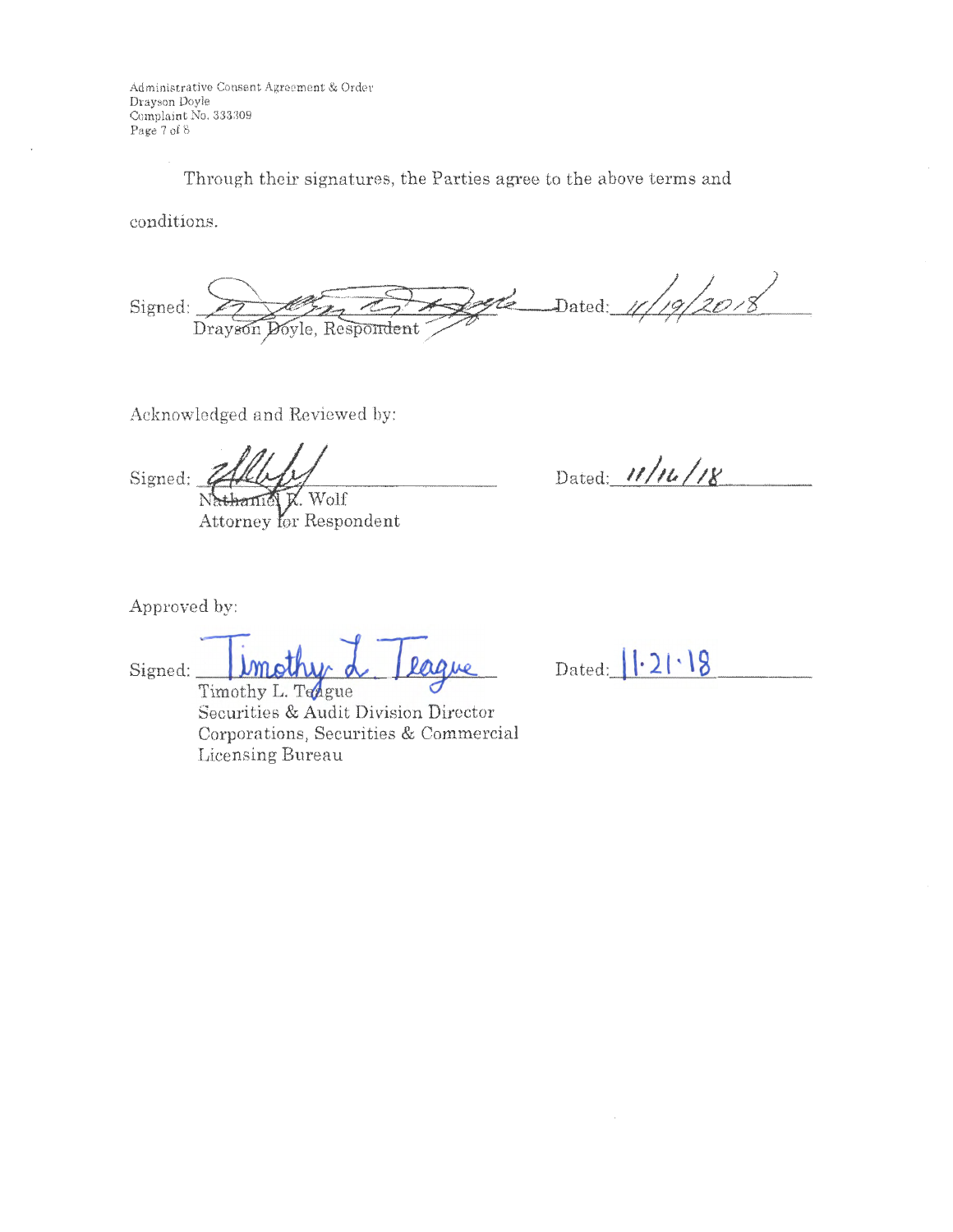Through their signatures, the Parties agree to the above terms and conditions.

Signed: ______________________ Dated: 11/19/2018
Drayson Doyle, Respondent

Acknowledged and Reviewed by:

Signed: ______________________ Dated: 11/16/18
Nathaniel R. Wolf
Attorney for Respondent

Approved by:

Signed: Timothy L. Teague Dated: 11·21·18
Timothy L. Teague
Securities & Audit Division Director
Corporations, Securities & Commercial Licensing Bureau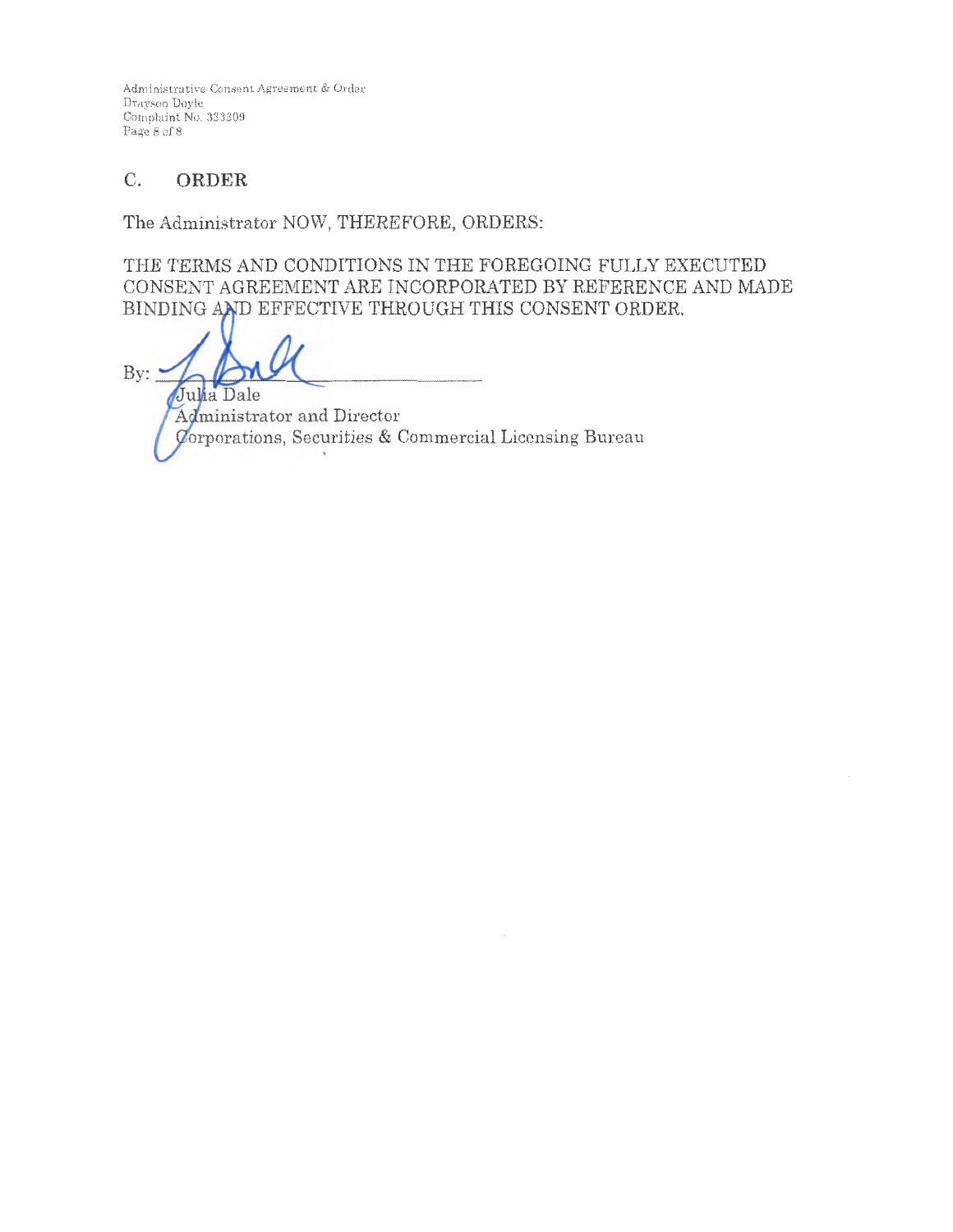## C. ORDER

The Administrator NOW, THEREFORE, ORDERS:

THE TERMS AND CONDITIONS IN THE FOREGOING FULLY EXECUTED CONSENT AGREEMENT ARE INCORPORATED BY REFERENCE AND MADE BINDING AND EFFECTIVE THROUGH THIS CONSENT ORDER.

By: ______________________________

Julia Dale
Administrator and Director
Corporations, Securities & Commercial Licensing Bureau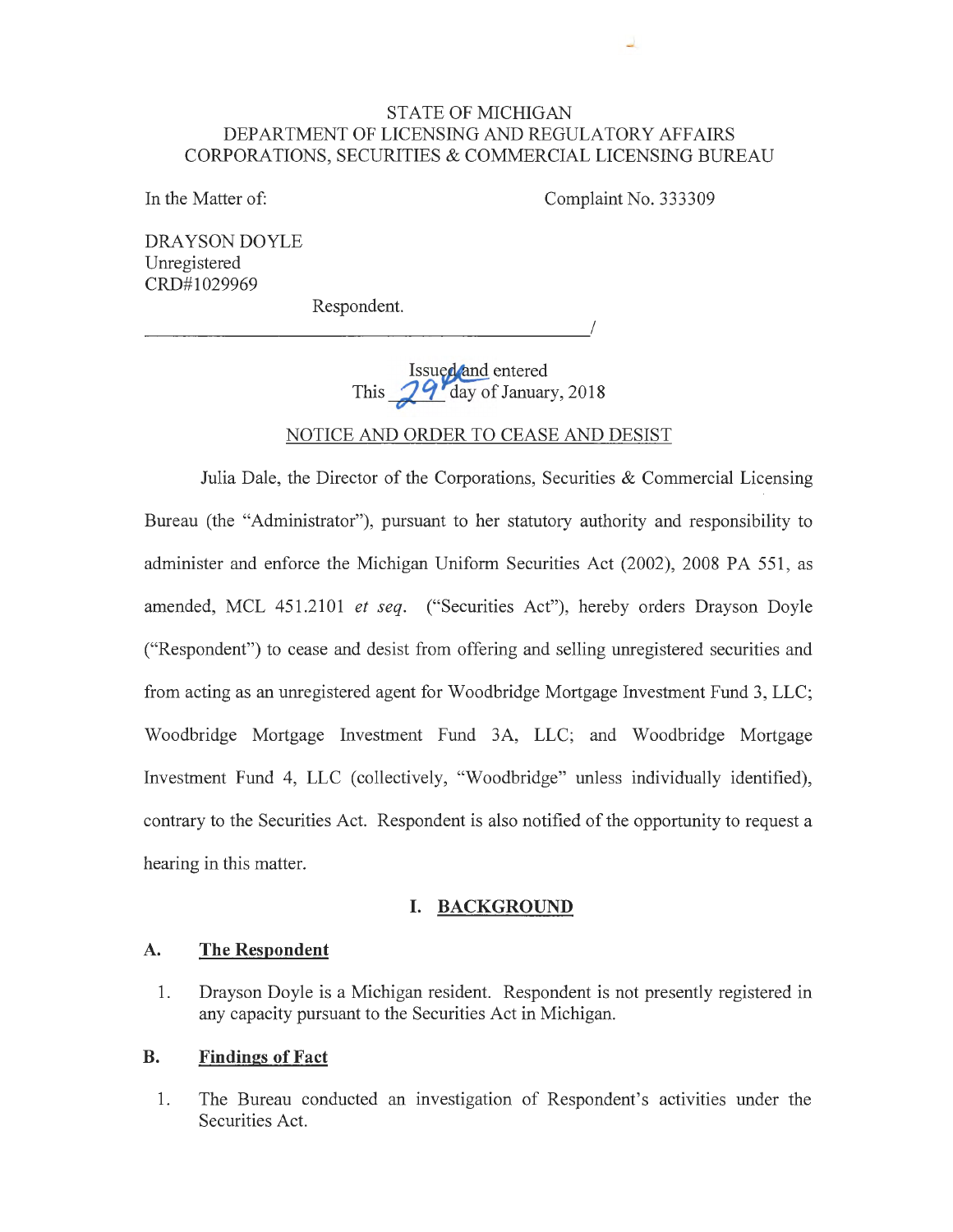STATE OF MICHIGAN
DEPARTMENT OF LICENSING AND REGULATORY AFFAIRS
CORPORATIONS, SECURITIES & COMMERCIAL LICENSING BUREAU

In the Matter of:

Complaint No. 333309

DRAYSON DOYLE
Unregistered
CRD#1029969

Respondent.

_______________________________________________/

Issued and entered
This 29th day of January, 2018

NOTICE AND ORDER TO CEASE AND DESIST

Julia Dale, the Director of the Corporations, Securities & Commercial Licensing Bureau (the "Administrator"), pursuant to her statutory authority and responsibility to administer and enforce the Michigan Uniform Securities Act (2002), 2008 PA 551, as amended, MCL 451.2101 *et seq*. ("Securities Act"), hereby orders Drayson Doyle ("Respondent") to cease and desist from offering and selling unregistered securities and from acting as an unregistered agent for Woodbridge Mortgage Investment Fund 3, LLC; Woodbridge Mortgage Investment Fund 3A, LLC; and Woodbridge Mortgage Investment Fund 4, LLC (collectively, "Woodbridge" unless individually identified), contrary to the Securities Act. Respondent is also notified of the opportunity to request a hearing in this matter.

## I. BACKGROUND

### A. The Respondent

1. Drayson Doyle is a Michigan resident. Respondent is not presently registered in any capacity pursuant to the Securities Act in Michigan.

### B. Findings of Fact

1. The Bureau conducted an investigation of Respondent's activities under the Securities Act.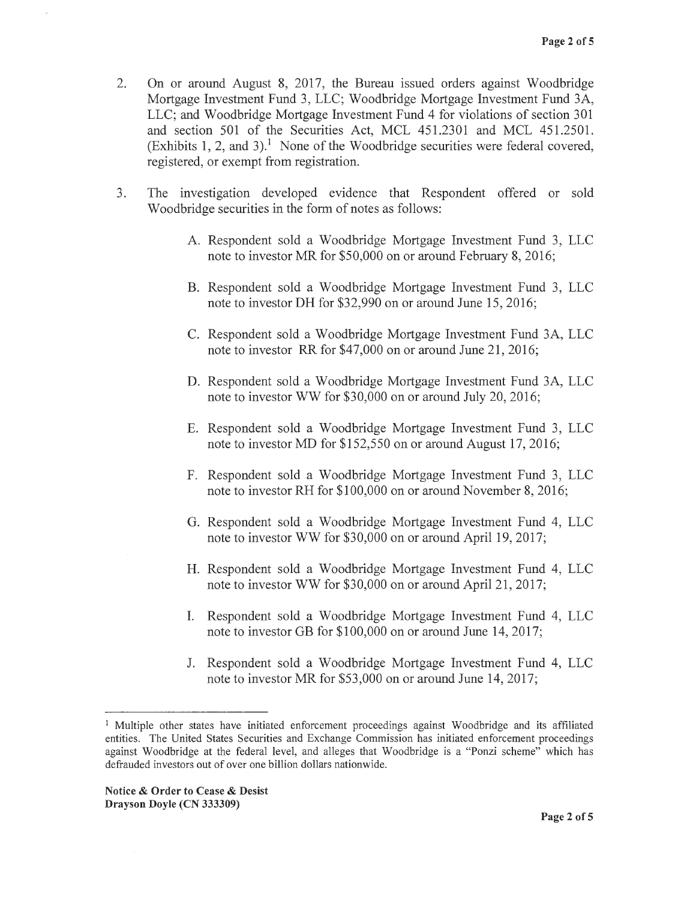2. On or around August 8, 2017, the Bureau issued orders against Woodbridge Mortgage Investment Fund 3, LLC; Woodbridge Mortgage Investment Fund 3A, LLC; and Woodbridge Mortgage Investment Fund 4 for violations of section 301 and section 501 of the Securities Act, MCL 451.2301 and MCL 451.2501. (Exhibits 1, 2, and 3).[1] None of the Woodbridge securities were federal covered, registered, or exempt from registration.

3. The investigation developed evidence that Respondent offered or sold Woodbridge securities in the form of notes as follows:

   A. Respondent sold a Woodbridge Mortgage Investment Fund 3, LLC note to investor MR for $50,000 on or around February 8, 2016;

   B. Respondent sold a Woodbridge Mortgage Investment Fund 3, LLC note to investor DH for $32,990 on or around June 15, 2016;

   C. Respondent sold a Woodbridge Mortgage Investment Fund 3A, LLC note to investor RR for $47,000 on or around June 21, 2016;

   D. Respondent sold a Woodbridge Mortgage Investment Fund 3A, LLC note to investor WW for $30,000 on or around July 20, 2016;

   E. Respondent sold a Woodbridge Mortgage Investment Fund 3, LLC note to investor MD for $152,550 on or around August 17, 2016;

   F. Respondent sold a Woodbridge Mortgage Investment Fund 3, LLC note to investor RH for $100,000 on or around November 8, 2016;

   G. Respondent sold a Woodbridge Mortgage Investment Fund 4, LLC note to investor WW for $30,000 on or around April 19, 2017;

   H. Respondent sold a Woodbridge Mortgage Investment Fund 4, LLC note to investor WW for $30,000 on or around April 21, 2017;

   I. Respondent sold a Woodbridge Mortgage Investment Fund 4, LLC note to investor GB for $100,000 on or around June 14, 2017;

   J. Respondent sold a Woodbridge Mortgage Investment Fund 4, LLC note to investor MR for $53,000 on or around June 14, 2017;

---

[1] Multiple other states have initiated enforcement proceedings against Woodbridge and its affiliated entities. The United States Securities and Exchange Commission has initiated enforcement proceedings against Woodbridge at the federal level, and alleges that Woodbridge is a "Ponzi scheme" which has defrauded investors out of over one billion dollars nationwide.

**Notice & Order to Cease & Desist**
**Drayson Doyle (CN 333309)**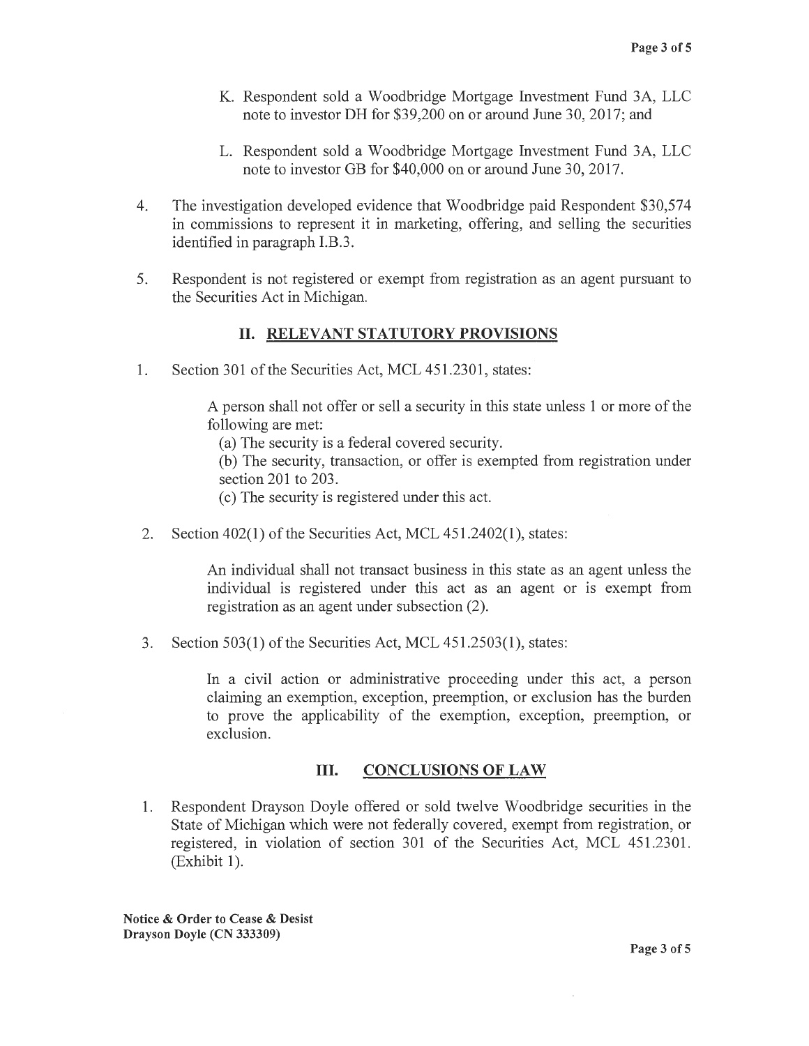K. Respondent sold a Woodbridge Mortgage Investment Fund 3A, LLC note to investor DH for $39,200 on or around June 30, 2017; and

L. Respondent sold a Woodbridge Mortgage Investment Fund 3A, LLC note to investor GB for $40,000 on or around June 30, 2017.

4. The investigation developed evidence that Woodbridge paid Respondent $30,574 in commissions to represent it in marketing, offering, and selling the securities identified in paragraph I.B.3.

5. Respondent is not registered or exempt from registration as an agent pursuant to the Securities Act in Michigan.

## II. RELEVANT STATUTORY PROVISIONS

1. Section 301 of the Securities Act, MCL 451.2301, states:

   > A person shall not offer or sell a security in this state unless 1 or more of the following are met:
   > (a) The security is a federal covered security.
   > (b) The security, transaction, or offer is exempted from registration under section 201 to 203.
   > (c) The security is registered under this act.

2. Section 402(1) of the Securities Act, MCL 451.2402(1), states:

   > An individual shall not transact business in this state as an agent unless the individual is registered under this act as an agent or is exempt from registration as an agent under subsection (2).

3. Section 503(1) of the Securities Act, MCL 451.2503(1), states:

   > In a civil action or administrative proceeding under this act, a person claiming an exemption, exception, preemption, or exclusion has the burden to prove the applicability of the exemption, exception, preemption, or exclusion.

## III. CONCLUSIONS OF LAW

1. Respondent Drayson Doyle offered or sold twelve Woodbridge securities in the State of Michigan which were not federally covered, exempt from registration, or registered, in violation of section 301 of the Securities Act, MCL 451.2301. (Exhibit 1).

Notice & Order to Cease & Desist
Drayson Doyle (CN 333309)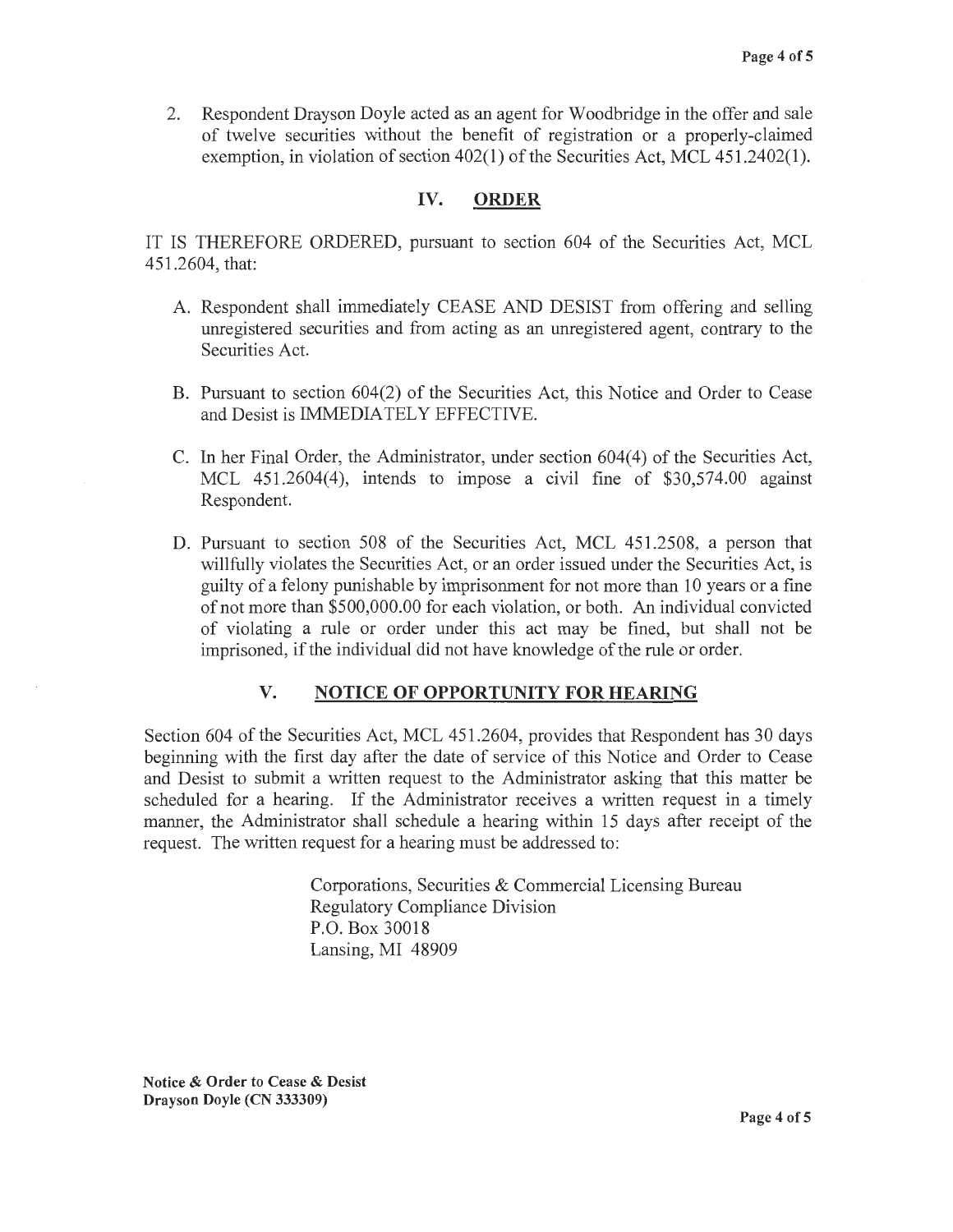2. Respondent Drayson Doyle acted as an agent for Woodbridge in the offer and sale of twelve securities without the benefit of registration or a properly-claimed exemption, in violation of section 402(1) of the Securities Act, MCL 451.2402(1).

## IV. ORDER

IT IS THEREFORE ORDERED, pursuant to section 604 of the Securities Act, MCL 451.2604, that:

A. Respondent shall immediately CEASE AND DESIST from offering and selling unregistered securities and from acting as an unregistered agent, contrary to the Securities Act.

B. Pursuant to section 604(2) of the Securities Act, this Notice and Order to Cease and Desist is IMMEDIATELY EFFECTIVE.

C. In her Final Order, the Administrator, under section 604(4) of the Securities Act, MCL 451.2604(4), intends to impose a civil fine of $30,574.00 against Respondent.

D. Pursuant to section 508 of the Securities Act, MCL 451.2508, a person that willfully violates the Securities Act, or an order issued under the Securities Act, is guilty of a felony punishable by imprisonment for not more than 10 years or a fine of not more than $500,000.00 for each violation, or both. An individual convicted of violating a rule or order under this act may be fined, but shall not be imprisoned, if the individual did not have knowledge of the rule or order.

## V. NOTICE OF OPPORTUNITY FOR HEARING

Section 604 of the Securities Act, MCL 451.2604, provides that Respondent has 30 days beginning with the first day after the date of service of this Notice and Order to Cease and Desist to submit a written request to the Administrator asking that this matter be scheduled for a hearing. If the Administrator receives a written request in a timely manner, the Administrator shall schedule a hearing within 15 days after receipt of the request. The written request for a hearing must be addressed to:

Corporations, Securities & Commercial Licensing Bureau
Regulatory Compliance Division
P.O. Box 30018
Lansing, MI 48909

**Notice & Order to Cease & Desist**
**Drayson Doyle (CN 333309)**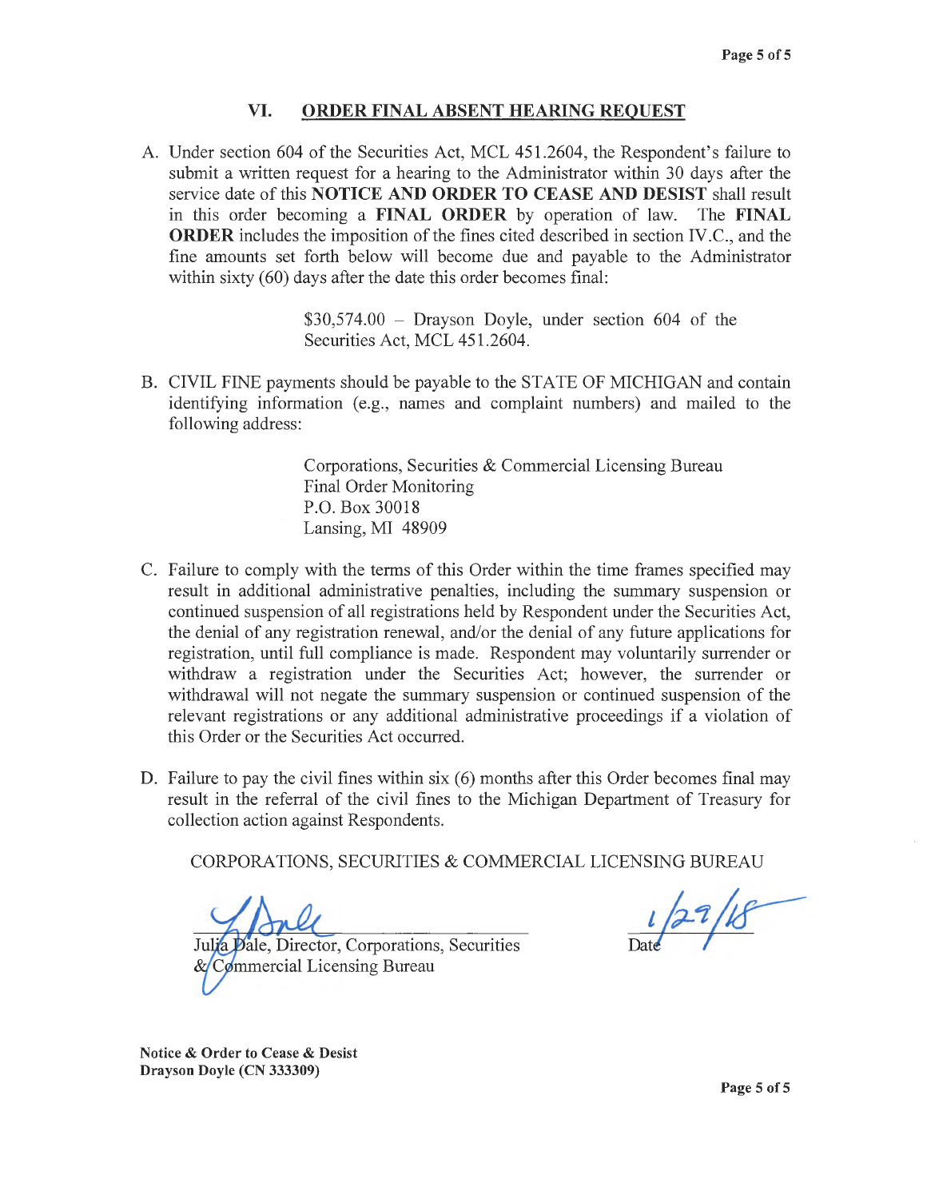## VI. ORDER FINAL ABSENT HEARING REQUEST

A. Under section 604 of the Securities Act, MCL 451.2604, the Respondent's failure to submit a written request for a hearing to the Administrator within 30 days after the service date of this **NOTICE AND ORDER TO CEASE AND DESIST** shall result in this order becoming a **FINAL ORDER** by operation of law. The **FINAL ORDER** includes the imposition of the fines cited described in section IV.C., and the fine amounts set forth below will become due and payable to the Administrator within sixty (60) days after the date this order becomes final:

> $30,574.00 – Drayson Doyle, under section 604 of the Securities Act, MCL 451.2604.

B. CIVIL FINE payments should be payable to the STATE OF MICHIGAN and contain identifying information (e.g., names and complaint numbers) and mailed to the following address:

> Corporations, Securities & Commercial Licensing Bureau
> Final Order Monitoring
> P.O. Box 30018
> Lansing, MI 48909

C. Failure to comply with the terms of this Order within the time frames specified may result in additional administrative penalties, including the summary suspension or continued suspension of all registrations held by Respondent under the Securities Act, the denial of any registration renewal, and/or the denial of any future applications for registration, until full compliance is made. Respondent may voluntarily surrender or withdraw a registration under the Securities Act; however, the surrender or withdrawal will not negate the summary suspension or continued suspension of the relevant registrations or any additional administrative proceedings if a violation of this Order or the Securities Act occurred.

D. Failure to pay the civil fines within six (6) months after this Order becomes final may result in the referral of the civil fines to the Michigan Department of Treasury for collection action against Respondents.

CORPORATIONS, SECURITIES & COMMERCIAL LICENSING BUREAU

Julia Dale, Director, Corporations, Securities & Commercial Licensing Bureau

1/29/18
Date

**Notice & Order to Cease & Desist**
**Drayson Doyle (CN 333309)**